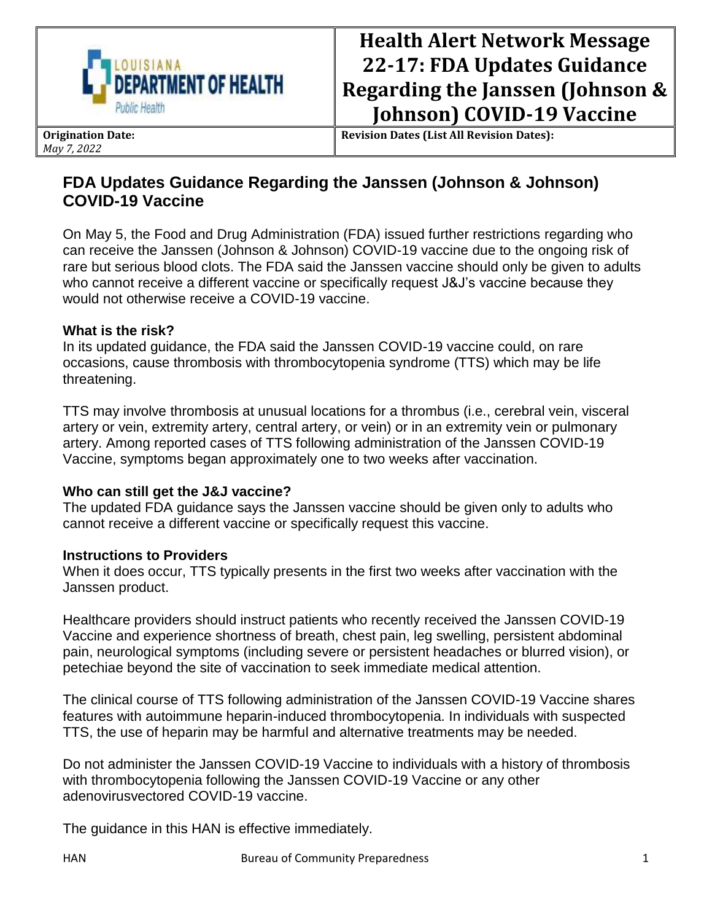| LOUISIANA DEPARTMENT OF HEALTH Public Health | **Health Alert Network Message 22-17: FDA Updates Guidance Regarding the Janssen (Johnson & Johnson) COVID-19 Vaccine** |
| --- | --- |
| **Origination Date:** *May 7, 2022* | **Revision Dates (List All Revision Dates):** |

## FDA Updates Guidance Regarding the Janssen (Johnson & Johnson) COVID-19 Vaccine

On May 5, the Food and Drug Administration (FDA) issued further restrictions regarding who can receive the Janssen (Johnson & Johnson) COVID-19 vaccine due to the ongoing risk of rare but serious blood clots. The FDA said the Janssen vaccine should only be given to adults who cannot receive a different vaccine or specifically request J&J's vaccine because they would not otherwise receive a COVID-19 vaccine.

**What is the risk?**
In its updated guidance, the FDA said the Janssen COVID-19 vaccine could, on rare occasions, cause thrombosis with thrombocytopenia syndrome (TTS) which may be life threatening.

TTS may involve thrombosis at unusual locations for a thrombus (i.e., cerebral vein, visceral artery or vein, extremity artery, central artery, or vein) or in an extremity vein or pulmonary artery. Among reported cases of TTS following administration of the Janssen COVID-19 Vaccine, symptoms began approximately one to two weeks after vaccination.

**Who can still get the J&J vaccine?**
The updated FDA guidance says the Janssen vaccine should be given only to adults who cannot receive a different vaccine or specifically request this vaccine.

**Instructions to Providers**
When it does occur, TTS typically presents in the first two weeks after vaccination with the Janssen product.

Healthcare providers should instruct patients who recently received the Janssen COVID-19 Vaccine and experience shortness of breath, chest pain, leg swelling, persistent abdominal pain, neurological symptoms (including severe or persistent headaches or blurred vision), or petechiae beyond the site of vaccination to seek immediate medical attention.

The clinical course of TTS following administration of the Janssen COVID-19 Vaccine shares features with autoimmune heparin-induced thrombocytopenia. In individuals with suspected TTS, the use of heparin may be harmful and alternative treatments may be needed.

Do not administer the Janssen COVID-19 Vaccine to individuals with a history of thrombosis with thrombocytopenia following the Janssen COVID-19 Vaccine or any other adenovirusvectored COVID-19 vaccine.

The guidance in this HAN is effective immediately.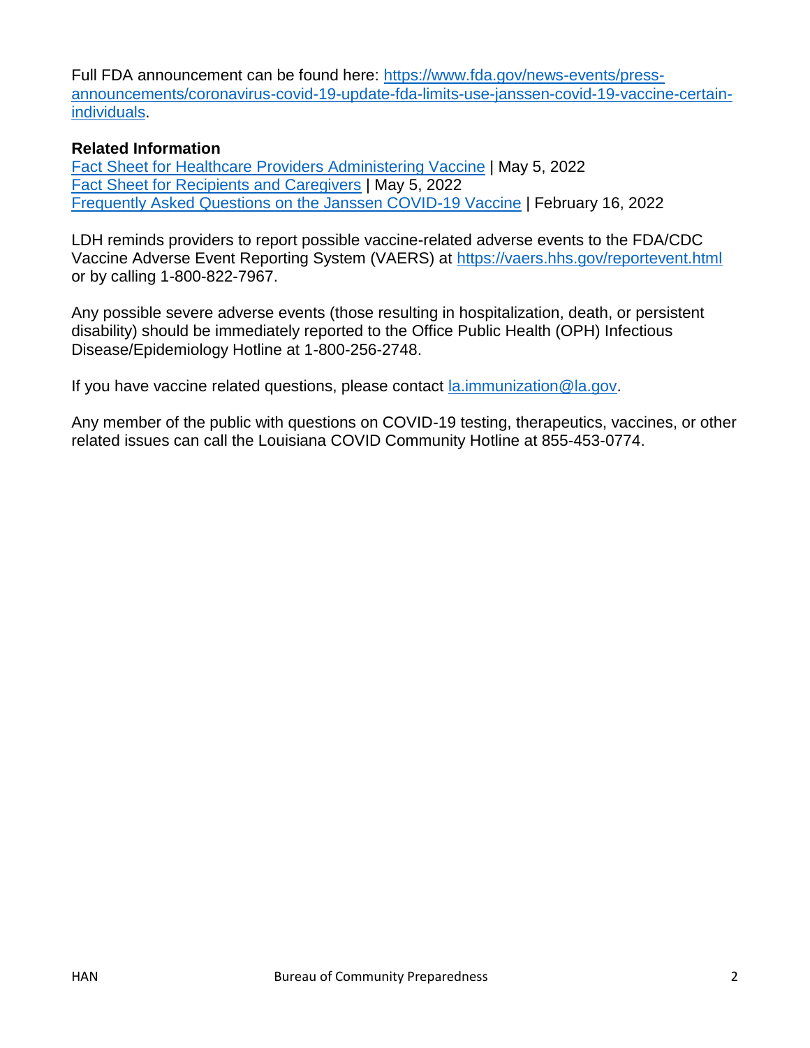Full FDA announcement can be found here: [https://www.fda.gov/news-events/press-announcements/coronavirus-covid-19-update-fda-limits-use-janssen-covid-19-vaccine-certain-individuals](https://www.fda.gov/news-events/press-announcements/coronavirus-covid-19-update-fda-limits-use-janssen-covid-19-vaccine-certain-individuals).

**Related Information**

Fact Sheet for Healthcare Providers Administering Vaccine | May 5, 2022
Fact Sheet for Recipients and Caregivers | May 5, 2022
Frequently Asked Questions on the Janssen COVID-19 Vaccine | February 16, 2022

LDH reminds providers to report possible vaccine-related adverse events to the FDA/CDC Vaccine Adverse Event Reporting System (VAERS) at [https://vaers.hhs.gov/reportevent.html](https://vaers.hhs.gov/reportevent.html) or by calling 1-800-822-7967.

Any possible severe adverse events (those resulting in hospitalization, death, or persistent disability) should be immediately reported to the Office Public Health (OPH) Infectious Disease/Epidemiology Hotline at 1-800-256-2748.

If you have vaccine related questions, please contact [la.immunization@la.gov](mailto:la.immunization@la.gov).

Any member of the public with questions on COVID-19 testing, therapeutics, vaccines, or other related issues can call the Louisiana COVID Community Hotline at 855-453-0774.